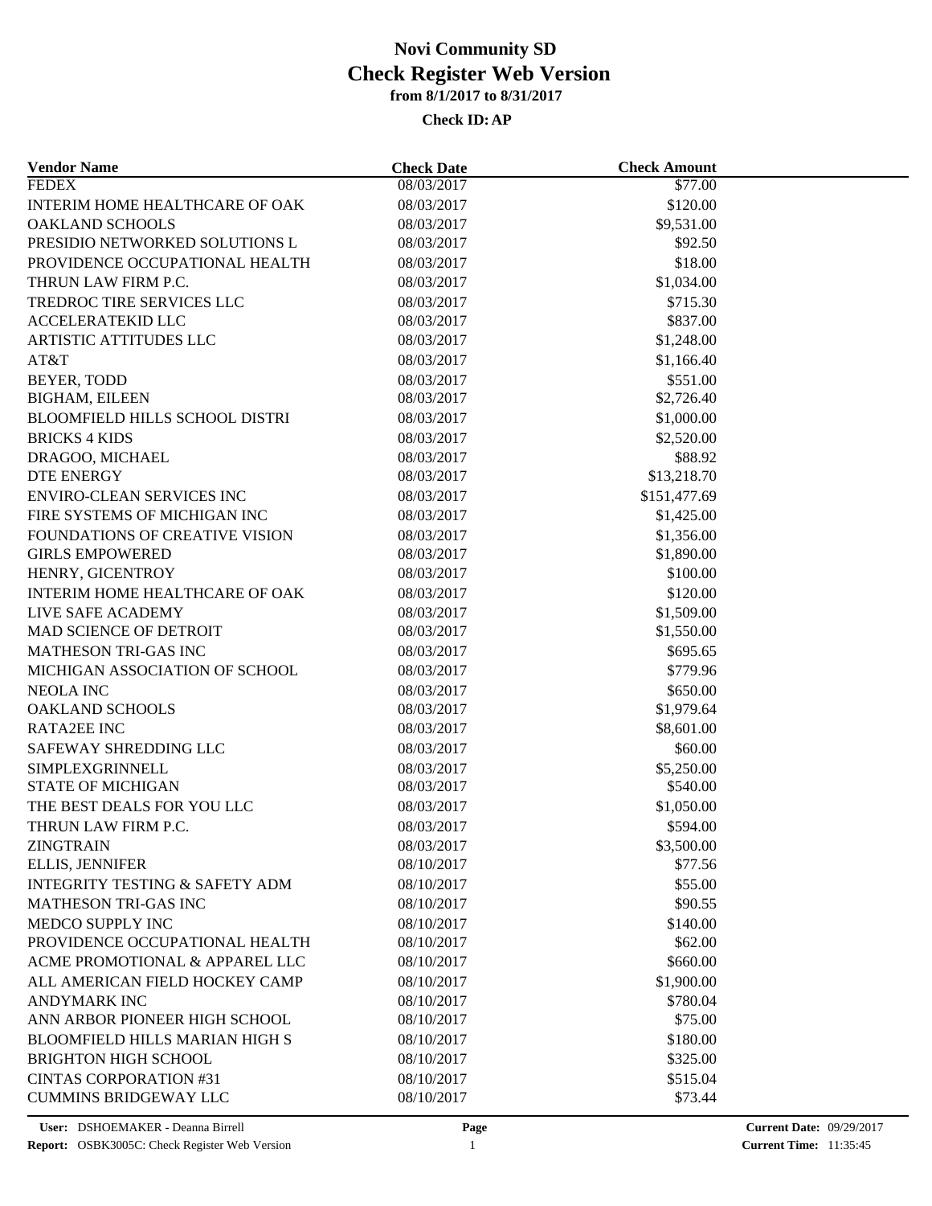# Novi Community SD
## Check Register Web Version
### from 8/1/2017 to 8/31/2017

**Check ID: AP**

| Vendor Name | Check Date | Check Amount |
|---|---|---|
| FEDEX | 08/03/2017 | $77.00 |
| INTERIM HOME HEALTHCARE OF OAK | 08/03/2017 | $120.00 |
| OAKLAND SCHOOLS | 08/03/2017 | $9,531.00 |
| PRESIDIO NETWORKED SOLUTIONS L | 08/03/2017 | $92.50 |
| PROVIDENCE OCCUPATIONAL HEALTH | 08/03/2017 | $18.00 |
| THRUN LAW FIRM P.C. | 08/03/2017 | $1,034.00 |
| TREDROC TIRE SERVICES LLC | 08/03/2017 | $715.30 |
| ACCELERATEKID LLC | 08/03/2017 | $837.00 |
| ARTISTIC ATTITUDES LLC | 08/03/2017 | $1,248.00 |
| AT&T | 08/03/2017 | $1,166.40 |
| BEYER, TODD | 08/03/2017 | $551.00 |
| BIGHAM, EILEEN | 08/03/2017 | $2,726.40 |
| BLOOMFIELD HILLS SCHOOL DISTRI | 08/03/2017 | $1,000.00 |
| BRICKS 4 KIDS | 08/03/2017 | $2,520.00 |
| DRAGOO, MICHAEL | 08/03/2017 | $88.92 |
| DTE ENERGY | 08/03/2017 | $13,218.70 |
| ENVIRO-CLEAN SERVICES INC | 08/03/2017 | $151,477.69 |
| FIRE SYSTEMS OF MICHIGAN INC | 08/03/2017 | $1,425.00 |
| FOUNDATIONS OF CREATIVE VISION | 08/03/2017 | $1,356.00 |
| GIRLS EMPOWERED | 08/03/2017 | $1,890.00 |
| HENRY, GICENTROY | 08/03/2017 | $100.00 |
| INTERIM HOME HEALTHCARE OF OAK | 08/03/2017 | $120.00 |
| LIVE SAFE ACADEMY | 08/03/2017 | $1,509.00 |
| MAD SCIENCE OF DETROIT | 08/03/2017 | $1,550.00 |
| MATHESON TRI-GAS INC | 08/03/2017 | $695.65 |
| MICHIGAN ASSOCIATION OF SCHOOL | 08/03/2017 | $779.96 |
| NEOLA INC | 08/03/2017 | $650.00 |
| OAKLAND SCHOOLS | 08/03/2017 | $1,979.64 |
| RATA2EE INC | 08/03/2017 | $8,601.00 |
| SAFEWAY SHREDDING LLC | 08/03/2017 | $60.00 |
| SIMPLEXGRINNELL | 08/03/2017 | $5,250.00 |
| STATE OF MICHIGAN | 08/03/2017 | $540.00 |
| THE BEST DEALS FOR YOU LLC | 08/03/2017 | $1,050.00 |
| THRUN LAW FIRM P.C. | 08/03/2017 | $594.00 |
| ZINGTRAIN | 08/03/2017 | $3,500.00 |
| ELLIS, JENNIFER | 08/10/2017 | $77.56 |
| INTEGRITY TESTING & SAFETY ADM | 08/10/2017 | $55.00 |
| MATHESON TRI-GAS INC | 08/10/2017 | $90.55 |
| MEDCO SUPPLY INC | 08/10/2017 | $140.00 |
| PROVIDENCE OCCUPATIONAL HEALTH | 08/10/2017 | $62.00 |
| ACME PROMOTIONAL & APPAREL LLC | 08/10/2017 | $660.00 |
| ALL AMERICAN FIELD HOCKEY CAMP | 08/10/2017 | $1,900.00 |
| ANDYMARK INC | 08/10/2017 | $780.04 |
| ANN ARBOR PIONEER HIGH SCHOOL | 08/10/2017 | $75.00 |
| BLOOMFIELD HILLS MARIAN HIGH S | 08/10/2017 | $180.00 |
| BRIGHTON HIGH SCHOOL | 08/10/2017 | $325.00 |
| CINTAS CORPORATION #31 | 08/10/2017 | $515.04 |
| CUMMINS BRIDGEWAY LLC | 08/10/2017 | $73.44 |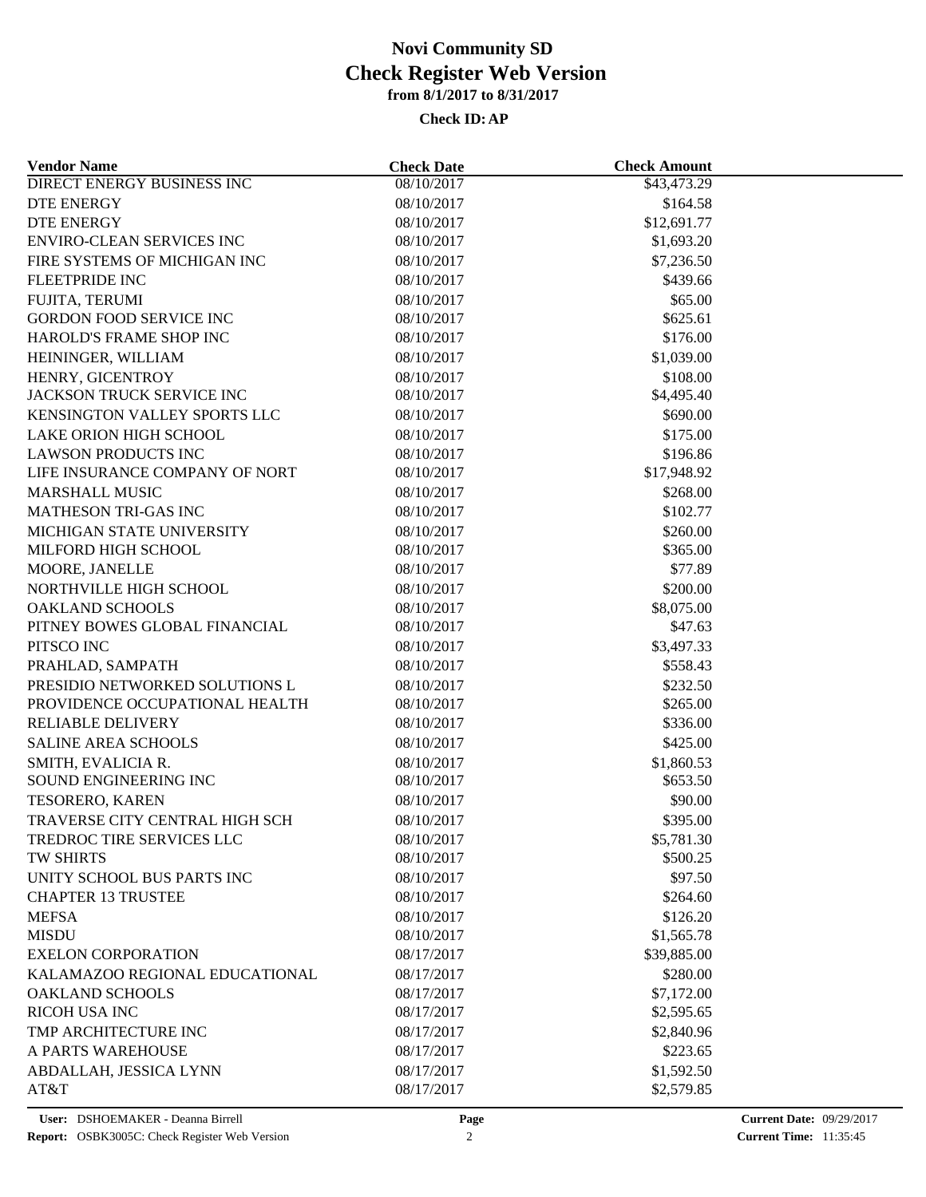# Novi Community SD
## Check Register Web Version
### from 8/1/2017 to 8/31/2017

**Check ID: AP**

| Vendor Name | Check Date | Check Amount |
|---|---|---|
| DIRECT ENERGY BUSINESS INC | 08/10/2017 | $43,473.29 |
| DTE ENERGY | 08/10/2017 | $164.58 |
| DTE ENERGY | 08/10/2017 | $12,691.77 |
| ENVIRO-CLEAN SERVICES INC | 08/10/2017 | $1,693.20 |
| FIRE SYSTEMS OF MICHIGAN INC | 08/10/2017 | $7,236.50 |
| FLEETPRIDE INC | 08/10/2017 | $439.66 |
| FUJITA, TERUMI | 08/10/2017 | $65.00 |
| GORDON FOOD SERVICE INC | 08/10/2017 | $625.61 |
| HAROLD'S FRAME SHOP INC | 08/10/2017 | $176.00 |
| HEININGER, WILLIAM | 08/10/2017 | $1,039.00 |
| HENRY, GICENTROY | 08/10/2017 | $108.00 |
| JACKSON TRUCK SERVICE INC | 08/10/2017 | $4,495.40 |
| KENSINGTON VALLEY SPORTS LLC | 08/10/2017 | $690.00 |
| LAKE ORION HIGH SCHOOL | 08/10/2017 | $175.00 |
| LAWSON PRODUCTS INC | 08/10/2017 | $196.86 |
| LIFE INSURANCE COMPANY OF NORT | 08/10/2017 | $17,948.92 |
| MARSHALL MUSIC | 08/10/2017 | $268.00 |
| MATHESON TRI-GAS INC | 08/10/2017 | $102.77 |
| MICHIGAN STATE UNIVERSITY | 08/10/2017 | $260.00 |
| MILFORD HIGH SCHOOL | 08/10/2017 | $365.00 |
| MOORE, JANELLE | 08/10/2017 | $77.89 |
| NORTHVILLE HIGH SCHOOL | 08/10/2017 | $200.00 |
| OAKLAND SCHOOLS | 08/10/2017 | $8,075.00 |
| PITNEY BOWES GLOBAL FINANCIAL | 08/10/2017 | $47.63 |
| PITSCO INC | 08/10/2017 | $3,497.33 |
| PRAHLAD, SAMPATH | 08/10/2017 | $558.43 |
| PRESIDIO NETWORKED SOLUTIONS L | 08/10/2017 | $232.50 |
| PROVIDENCE OCCUPATIONAL HEALTH | 08/10/2017 | $265.00 |
| RELIABLE DELIVERY | 08/10/2017 | $336.00 |
| SALINE AREA SCHOOLS | 08/10/2017 | $425.00 |
| SMITH, EVALICIA R. | 08/10/2017 | $1,860.53 |
| SOUND ENGINEERING INC | 08/10/2017 | $653.50 |
| TESORERO, KAREN | 08/10/2017 | $90.00 |
| TRAVERSE CITY CENTRAL HIGH SCH | 08/10/2017 | $395.00 |
| TREDROC TIRE SERVICES LLC | 08/10/2017 | $5,781.30 |
| TW SHIRTS | 08/10/2017 | $500.25 |
| UNITY SCHOOL BUS PARTS INC | 08/10/2017 | $97.50 |
| CHAPTER 13 TRUSTEE | 08/10/2017 | $264.60 |
| MEFSA | 08/10/2017 | $126.20 |
| MISDU | 08/10/2017 | $1,565.78 |
| EXELON CORPORATION | 08/17/2017 | $39,885.00 |
| KALAMAZOO REGIONAL EDUCATIONAL | 08/17/2017 | $280.00 |
| OAKLAND SCHOOLS | 08/17/2017 | $7,172.00 |
| RICOH USA INC | 08/17/2017 | $2,595.65 |
| TMP ARCHITECTURE INC | 08/17/2017 | $2,840.96 |
| A PARTS WAREHOUSE | 08/17/2017 | $223.65 |
| ABDALLAH, JESSICA LYNN | 08/17/2017 | $1,592.50 |
| AT&T | 08/17/2017 | $2,579.85 |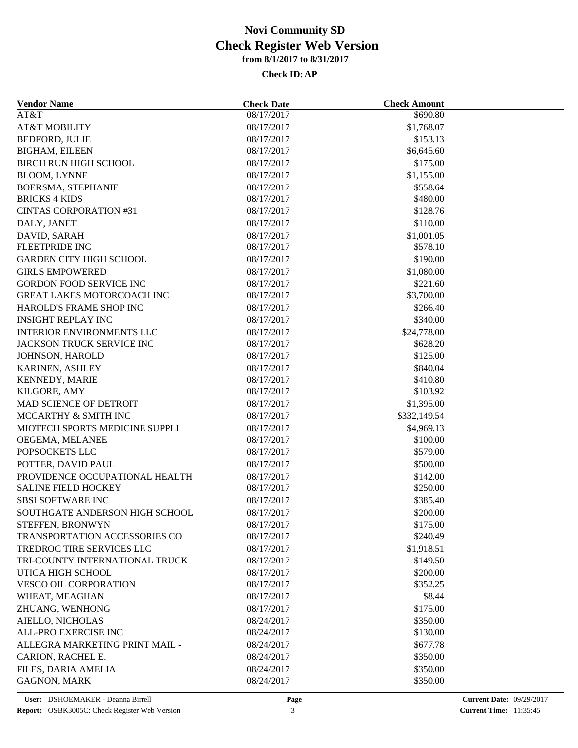# Novi Community SD
# Check Register Web Version
### from 8/1/2017 to 8/31/2017

**Check ID: AP**

| Vendor Name | Check Date | Check Amount |
|---|---|---|
| AT&T | 08/17/2017 | $690.80 |
| AT&T MOBILITY | 08/17/2017 | $1,768.07 |
| BEDFORD, JULIE | 08/17/2017 | $153.13 |
| BIGHAM, EILEEN | 08/17/2017 | $6,645.60 |
| BIRCH RUN HIGH SCHOOL | 08/17/2017 | $175.00 |
| BLOOM, LYNNE | 08/17/2017 | $1,155.00 |
| BOERSMA, STEPHANIE | 08/17/2017 | $558.64 |
| BRICKS 4 KIDS | 08/17/2017 | $480.00 |
| CINTAS CORPORATION #31 | 08/17/2017 | $128.76 |
| DALY, JANET | 08/17/2017 | $110.00 |
| DAVID, SARAH | 08/17/2017 | $1,001.05 |
| FLEETPRIDE INC | 08/17/2017 | $578.10 |
| GARDEN CITY HIGH SCHOOL | 08/17/2017 | $190.00 |
| GIRLS EMPOWERED | 08/17/2017 | $1,080.00 |
| GORDON FOOD SERVICE INC | 08/17/2017 | $221.60 |
| GREAT LAKES MOTORCOACH INC | 08/17/2017 | $3,700.00 |
| HAROLD'S FRAME SHOP INC | 08/17/2017 | $266.40 |
| INSIGHT REPLAY INC | 08/17/2017 | $340.00 |
| INTERIOR ENVIRONMENTS LLC | 08/17/2017 | $24,778.00 |
| JACKSON TRUCK SERVICE INC | 08/17/2017 | $628.20 |
| JOHNSON, HAROLD | 08/17/2017 | $125.00 |
| KARINEN, ASHLEY | 08/17/2017 | $840.04 |
| KENNEDY, MARIE | 08/17/2017 | $410.80 |
| KILGORE, AMY | 08/17/2017 | $103.92 |
| MAD SCIENCE OF DETROIT | 08/17/2017 | $1,395.00 |
| MCCARTHY & SMITH INC | 08/17/2017 | $332,149.54 |
| MIOTECH SPORTS MEDICINE SUPPLI | 08/17/2017 | $4,969.13 |
| OEGEMA, MELANEE | 08/17/2017 | $100.00 |
| POPSOCKETS LLC | 08/17/2017 | $579.00 |
| POTTER, DAVID PAUL | 08/17/2017 | $500.00 |
| PROVIDENCE OCCUPATIONAL HEALTH | 08/17/2017 | $142.00 |
| SALINE FIELD HOCKEY | 08/17/2017 | $250.00 |
| SBSI SOFTWARE INC | 08/17/2017 | $385.40 |
| SOUTHGATE ANDERSON HIGH SCHOOL | 08/17/2017 | $200.00 |
| STEFFEN, BRONWYN | 08/17/2017 | $175.00 |
| TRANSPORTATION ACCESSORIES CO | 08/17/2017 | $240.49 |
| TREDROC TIRE SERVICES LLC | 08/17/2017 | $1,918.51 |
| TRI-COUNTY INTERNATIONAL TRUCK | 08/17/2017 | $149.50 |
| UTICA HIGH SCHOOL | 08/17/2017 | $200.00 |
| VESCO OIL CORPORATION | 08/17/2017 | $352.25 |
| WHEAT, MEAGHAN | 08/17/2017 | $8.44 |
| ZHUANG, WENHONG | 08/17/2017 | $175.00 |
| AIELLO, NICHOLAS | 08/24/2017 | $350.00 |
| ALL-PRO EXERCISE INC | 08/24/2017 | $130.00 |
| ALLEGRA MARKETING PRINT MAIL - | 08/24/2017 | $677.78 |
| CARION, RACHEL E. | 08/24/2017 | $350.00 |
| FILES, DARIA AMELIA | 08/24/2017 | $350.00 |
| GAGNON, MARK | 08/24/2017 | $350.00 |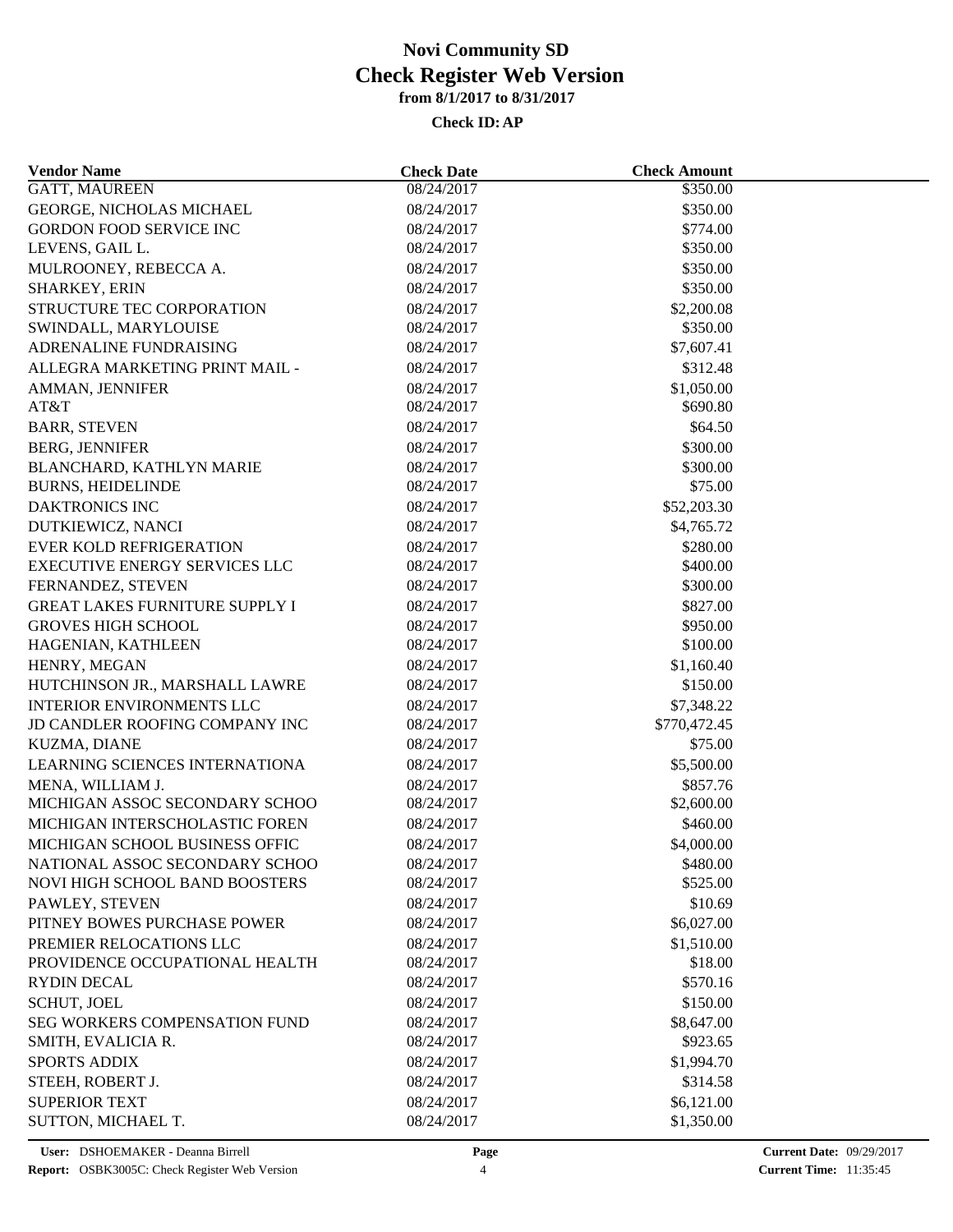# Novi Community SD

## Check Register Web Version

**from 8/1/2017 to 8/31/2017**

**Check ID: AP**

| Vendor Name | Check Date | Check Amount |
|---|---|---|
| GATT, MAUREEN | 08/24/2017 | $350.00 |
| GEORGE, NICHOLAS MICHAEL | 08/24/2017 | $350.00 |
| GORDON FOOD SERVICE INC | 08/24/2017 | $774.00 |
| LEVENS, GAIL L. | 08/24/2017 | $350.00 |
| MULROONEY, REBECCA A. | 08/24/2017 | $350.00 |
| SHARKEY, ERIN | 08/24/2017 | $350.00 |
| STRUCTURE TEC CORPORATION | 08/24/2017 | $2,200.08 |
| SWINDALL, MARYLOUISE | 08/24/2017 | $350.00 |
| ADRENALINE FUNDRAISING | 08/24/2017 | $7,607.41 |
| ALLEGRA MARKETING PRINT MAIL - | 08/24/2017 | $312.48 |
| AMMAN, JENNIFER | 08/24/2017 | $1,050.00 |
| AT&T | 08/24/2017 | $690.80 |
| BARR, STEVEN | 08/24/2017 | $64.50 |
| BERG, JENNIFER | 08/24/2017 | $300.00 |
| BLANCHARD, KATHLYN MARIE | 08/24/2017 | $300.00 |
| BURNS, HEIDELINDE | 08/24/2017 | $75.00 |
| DAKTRONICS INC | 08/24/2017 | $52,203.30 |
| DUTKIEWICZ, NANCI | 08/24/2017 | $4,765.72 |
| EVER KOLD REFRIGERATION | 08/24/2017 | $280.00 |
| EXECUTIVE ENERGY SERVICES LLC | 08/24/2017 | $400.00 |
| FERNANDEZ, STEVEN | 08/24/2017 | $300.00 |
| GREAT LAKES FURNITURE SUPPLY I | 08/24/2017 | $827.00 |
| GROVES HIGH SCHOOL | 08/24/2017 | $950.00 |
| HAGENIAN, KATHLEEN | 08/24/2017 | $100.00 |
| HENRY, MEGAN | 08/24/2017 | $1,160.40 |
| HUTCHINSON JR., MARSHALL LAWRE | 08/24/2017 | $150.00 |
| INTERIOR ENVIRONMENTS LLC | 08/24/2017 | $7,348.22 |
| JD CANDLER ROOFING COMPANY INC | 08/24/2017 | $770,472.45 |
| KUZMA, DIANE | 08/24/2017 | $75.00 |
| LEARNING SCIENCES INTERNATIONA | 08/24/2017 | $5,500.00 |
| MENA, WILLIAM J. | 08/24/2017 | $857.76 |
| MICHIGAN ASSOC SECONDARY SCHOO | 08/24/2017 | $2,600.00 |
| MICHIGAN INTERSCHOLASTIC FOREN | 08/24/2017 | $460.00 |
| MICHIGAN SCHOOL BUSINESS OFFIC | 08/24/2017 | $4,000.00 |
| NATIONAL ASSOC SECONDARY SCHOO | 08/24/2017 | $480.00 |
| NOVI HIGH SCHOOL BAND BOOSTERS | 08/24/2017 | $525.00 |
| PAWLEY, STEVEN | 08/24/2017 | $10.69 |
| PITNEY BOWES PURCHASE POWER | 08/24/2017 | $6,027.00 |
| PREMIER RELOCATIONS LLC | 08/24/2017 | $1,510.00 |
| PROVIDENCE OCCUPATIONAL HEALTH | 08/24/2017 | $18.00 |
| RYDIN DECAL | 08/24/2017 | $570.16 |
| SCHUT, JOEL | 08/24/2017 | $150.00 |
| SEG WORKERS COMPENSATION FUND | 08/24/2017 | $8,647.00 |
| SMITH, EVALICIA R. | 08/24/2017 | $923.65 |
| SPORTS ADDIX | 08/24/2017 | $1,994.70 |
| STEEH, ROBERT J. | 08/24/2017 | $314.58 |
| SUPERIOR TEXT | 08/24/2017 | $6,121.00 |
| SUTTON, MICHAEL T. | 08/24/2017 | $1,350.00 |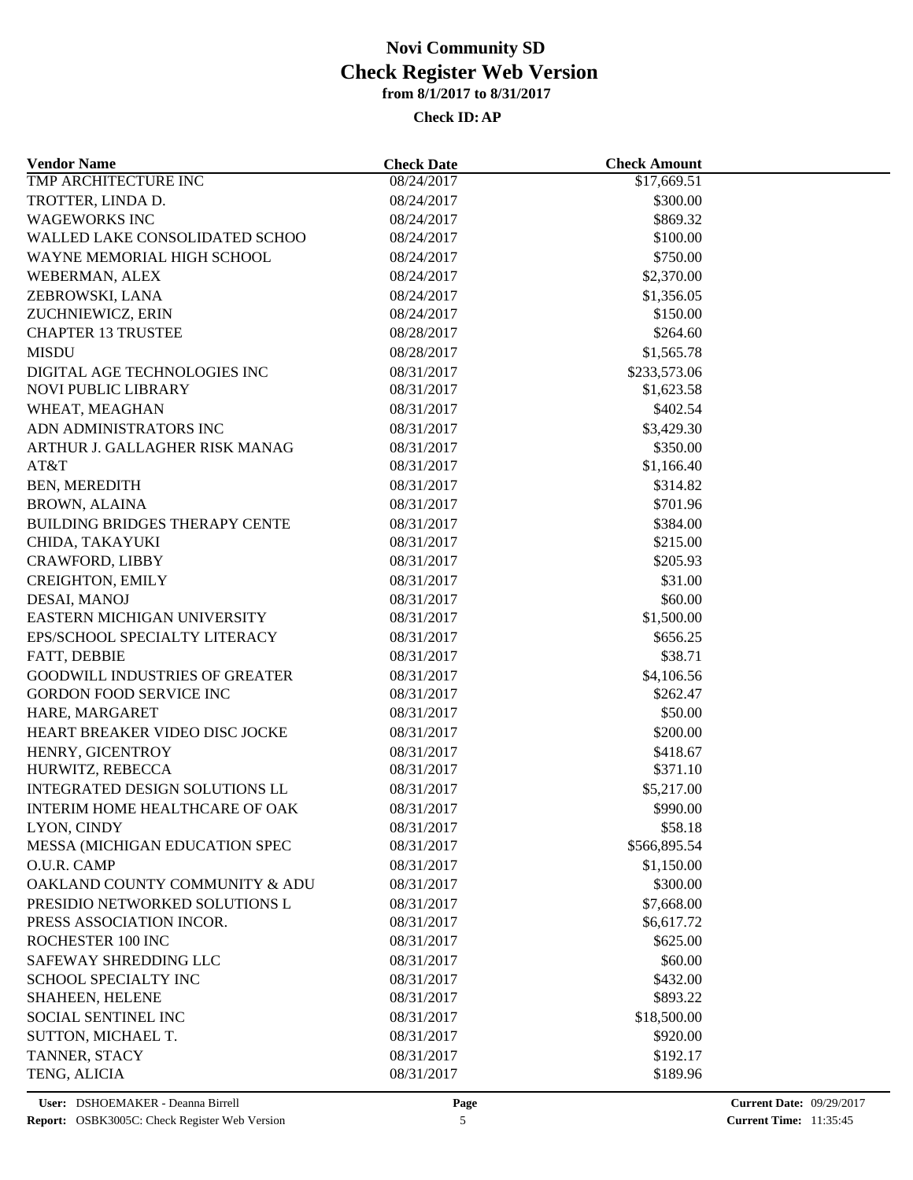# Novi Community SD

## Check Register Web Version

### from 8/1/2017 to 8/31/2017

**Check ID: AP**

| Vendor Name | Check Date | Check Amount |
|---|---|---|
| TMP ARCHITECTURE INC | 08/24/2017 | $17,669.51 |
| TROTTER, LINDA D. | 08/24/2017 | $300.00 |
| WAGEWORKS INC | 08/24/2017 | $869.32 |
| WALLED LAKE CONSOLIDATED SCHOO | 08/24/2017 | $100.00 |
| WAYNE MEMORIAL HIGH SCHOOL | 08/24/2017 | $750.00 |
| WEBERMAN, ALEX | 08/24/2017 | $2,370.00 |
| ZEBROWSKI, LANA | 08/24/2017 | $1,356.05 |
| ZUCHNIEWICZ, ERIN | 08/24/2017 | $150.00 |
| CHAPTER 13 TRUSTEE | 08/28/2017 | $264.60 |
| MISDU | 08/28/2017 | $1,565.78 |
| DIGITAL AGE TECHNOLOGIES INC | 08/31/2017 | $233,573.06 |
| NOVI PUBLIC LIBRARY | 08/31/2017 | $1,623.58 |
| WHEAT, MEAGHAN | 08/31/2017 | $402.54 |
| ADN ADMINISTRATORS INC | 08/31/2017 | $3,429.30 |
| ARTHUR J. GALLAGHER RISK MANAG | 08/31/2017 | $350.00 |
| AT&T | 08/31/2017 | $1,166.40 |
| BEN, MEREDITH | 08/31/2017 | $314.82 |
| BROWN, ALAINA | 08/31/2017 | $701.96 |
| BUILDING BRIDGES THERAPY CENTE | 08/31/2017 | $384.00 |
| CHIDA, TAKAYUKI | 08/31/2017 | $215.00 |
| CRAWFORD, LIBBY | 08/31/2017 | $205.93 |
| CREIGHTON, EMILY | 08/31/2017 | $31.00 |
| DESAI, MANOJ | 08/31/2017 | $60.00 |
| EASTERN MICHIGAN UNIVERSITY | 08/31/2017 | $1,500.00 |
| EPS/SCHOOL SPECIALTY LITERACY | 08/31/2017 | $656.25 |
| FATT, DEBBIE | 08/31/2017 | $38.71 |
| GOODWILL INDUSTRIES OF GREATER | 08/31/2017 | $4,106.56 |
| GORDON FOOD SERVICE INC | 08/31/2017 | $262.47 |
| HARE, MARGARET | 08/31/2017 | $50.00 |
| HEART BREAKER VIDEO DISC JOCKE | 08/31/2017 | $200.00 |
| HENRY, GICENTROY | 08/31/2017 | $418.67 |
| HURWITZ, REBECCA | 08/31/2017 | $371.10 |
| INTEGRATED DESIGN SOLUTIONS LL | 08/31/2017 | $5,217.00 |
| INTERIM HOME HEALTHCARE OF OAK | 08/31/2017 | $990.00 |
| LYON, CINDY | 08/31/2017 | $58.18 |
| MESSA (MICHIGAN EDUCATION SPEC | 08/31/2017 | $566,895.54 |
| O.U.R. CAMP | 08/31/2017 | $1,150.00 |
| OAKLAND COUNTY COMMUNITY & ADU | 08/31/2017 | $300.00 |
| PRESIDIO NETWORKED SOLUTIONS L | 08/31/2017 | $7,668.00 |
| PRESS ASSOCIATION INCOR. | 08/31/2017 | $6,617.72 |
| ROCHESTER 100 INC | 08/31/2017 | $625.00 |
| SAFEWAY SHREDDING LLC | 08/31/2017 | $60.00 |
| SCHOOL SPECIALTY INC | 08/31/2017 | $432.00 |
| SHAHEEN, HELENE | 08/31/2017 | $893.22 |
| SOCIAL SENTINEL INC | 08/31/2017 | $18,500.00 |
| SUTTON, MICHAEL T. | 08/31/2017 | $920.00 |
| TANNER, STACY | 08/31/2017 | $192.17 |
| TENG, ALICIA | 08/31/2017 | $189.96 |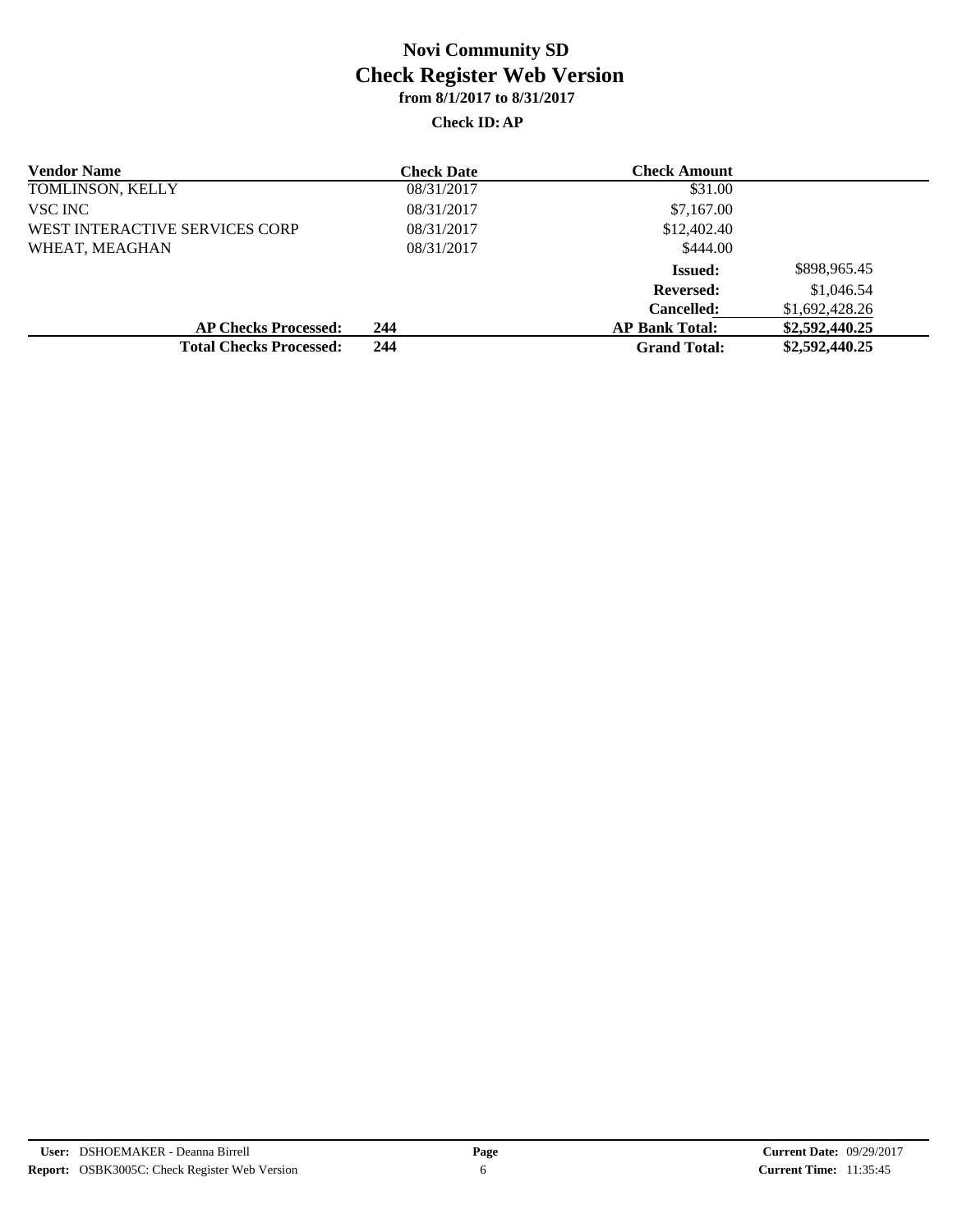# Novi Community SD
## Check Register Web Version
### from 8/1/2017 to 8/31/2017

**Check ID: AP**

| Vendor Name | | Check Date | Check Amount | |
|---|---|---|---|---|
| TOMLINSON, KELLY | | 08/31/2017 | $31.00 | |
| VSC INC | | 08/31/2017 | $7,167.00 | |
| WEST INTERACTIVE SERVICES CORP | | 08/31/2017 | $12,402.40 | |
| WHEAT, MEAGHAN | | 08/31/2017 | $444.00 | |
| | | | **Issued:** | $898,965.45 |
| | | | **Reversed:** | $1,046.54 |
| | | | **Cancelled:** | $1,692,428.26 |
| **AP Checks Processed:** | **244** | | **AP Bank Total:** | **$2,592,440.25** |
| **Total Checks Processed:** | **244** | | **Grand Total:** | **$2,592,440.25** |

**User:** DSHOEMAKER - Deanna Birrell
**Report:** OSBK3005C: Check Register Web Version

**Current Date:** 09/29/2017
**Current Time:** 11:35:45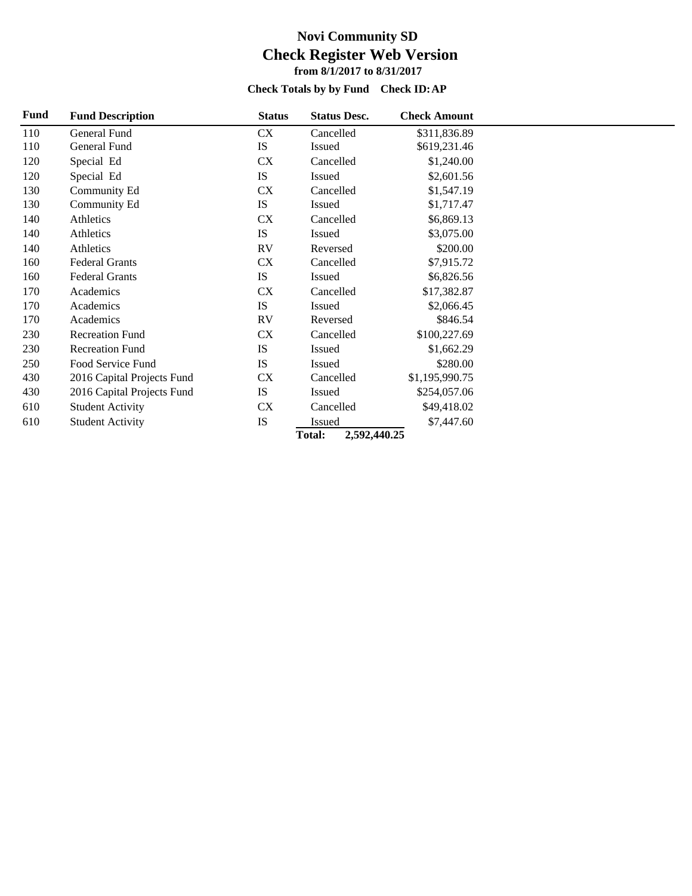# Novi Community SD

## Check Register Web Version

**from 8/1/2017 to 8/31/2017**

**Check Totals by by Fund Check ID: AP**

| Fund | Fund Description | Status | Status Desc. | Check Amount |
|---|---|---|---|---|
| 110 | General Fund | CX | Cancelled | $311,836.89 |
| 110 | General Fund | IS | Issued | $619,231.46 |
| 120 | Special Ed | CX | Cancelled | $1,240.00 |
| 120 | Special Ed | IS | Issued | $2,601.56 |
| 130 | Community Ed | CX | Cancelled | $1,547.19 |
| 130 | Community Ed | IS | Issued | $1,717.47 |
| 140 | Athletics | CX | Cancelled | $6,869.13 |
| 140 | Athletics | IS | Issued | $3,075.00 |
| 140 | Athletics | RV | Reversed | $200.00 |
| 160 | Federal Grants | CX | Cancelled | $7,915.72 |
| 160 | Federal Grants | IS | Issued | $6,826.56 |
| 170 | Academics | CX | Cancelled | $17,382.87 |
| 170 | Academics | IS | Issued | $2,066.45 |
| 170 | Academics | RV | Reversed | $846.54 |
| 230 | Recreation Fund | CX | Cancelled | $100,227.69 |
| 230 | Recreation Fund | IS | Issued | $1,662.29 |
| 250 | Food Service Fund | IS | Issued | $280.00 |
| 430 | 2016 Capital Projects Fund | CX | Cancelled | $1,195,990.75 |
| 430 | 2016 Capital Projects Fund | IS | Issued | $254,057.06 |
| 610 | Student Activity | CX | Cancelled | $49,418.02 |
| 610 | Student Activity | IS | Issued | $7,447.60 |
| | | | **Total:** | **2,592,440.25** |